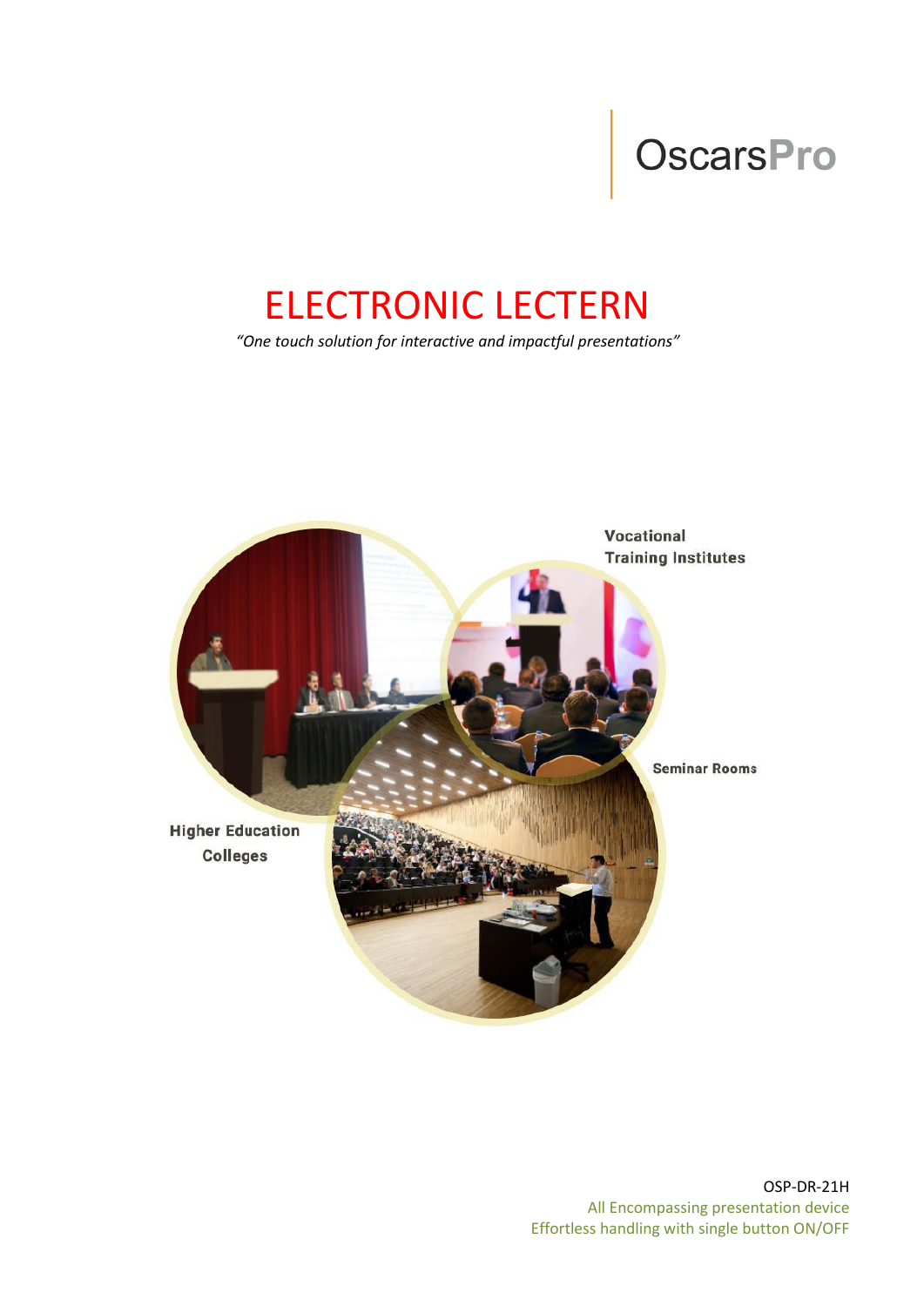OscarsPro

# ELECTRONIC LECTERN

*"One touch solution for interactive and impactful presentations"*

**Vocational Training Institutes**

**Seminar Rooms**

**Higher Education Colleges**

OSP-DR-21H

All Encompassing presentation device

Effortless handling with single button ON/OFF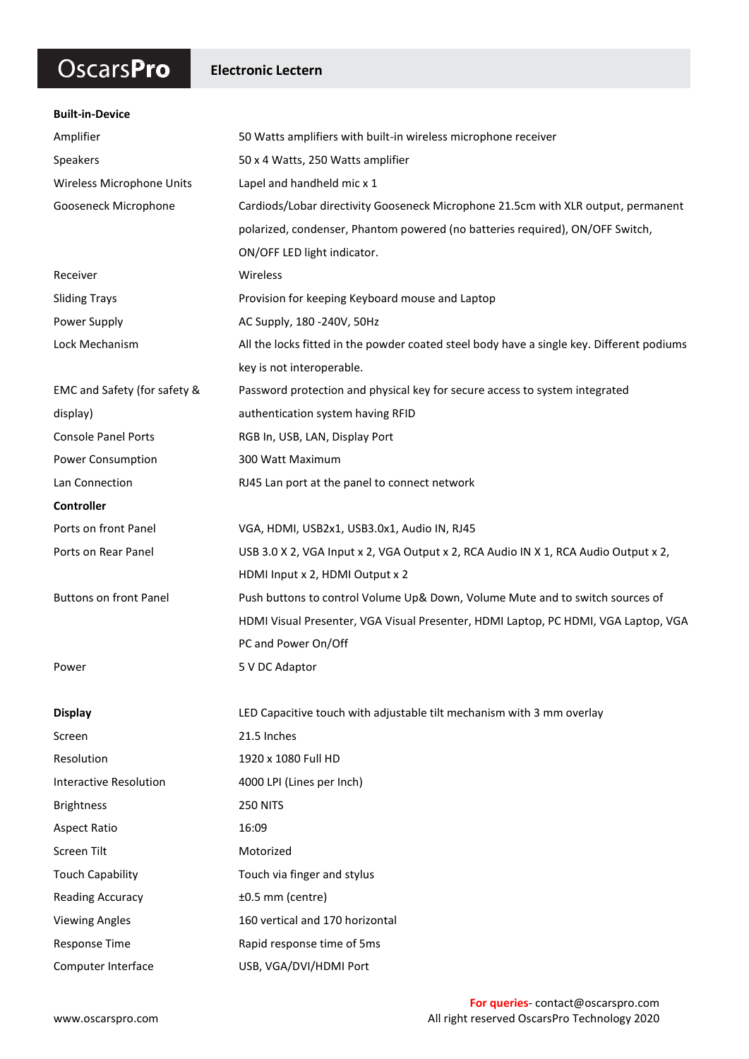**OscarsPro** | **Electronic Lectern**

| | |
|---|---|
| **Built-in-Device** | |
| Amplifier | 50 Watts amplifiers with built-in wireless microphone receiver |
| Speakers | 50 x 4 Watts, 250 Watts amplifier |
| Wireless Microphone Units | Lapel and handheld mic x 1 |
| Gooseneck Microphone | Cardiods/Lobar directivity Gooseneck Microphone 21.5cm with XLR output, permanent polarized, condenser, Phantom powered (no batteries required), ON/OFF Switch, ON/OFF LED light indicator. |
| Receiver | Wireless |
| Sliding Trays | Provision for keeping Keyboard mouse and Laptop |
| Power Supply | AC Supply, 180 -240V, 50Hz |
| Lock Mechanism | All the locks fitted in the powder coated steel body have a single key. Different podiums key is not interoperable. |
| EMC and Safety (for safety & display) | Password protection and physical key for secure access to system integrated authentication system having RFID |
| Console Panel Ports | RGB In, USB, LAN, Display Port |
| Power Consumption | 300 Watt Maximum |
| Lan Connection | RJ45 Lan port at the panel to connect network |
| **Controller** | |
| Ports on front Panel | VGA, HDMI, USB2x1, USB3.0x1, Audio IN, RJ45 |
| Ports on Rear Panel | USB 3.0 X 2, VGA Input x 2, VGA Output x 2, RCA Audio IN X 1, RCA Audio Output x 2, HDMI Input x 2, HDMI Output x 2 |
| Buttons on front Panel | Push buttons to control Volume Up& Down, Volume Mute and to switch sources of HDMI Visual Presenter, VGA Visual Presenter, HDMI Laptop, PC HDMI, VGA Laptop, VGA PC and Power On/Off |
| Power | 5 V DC Adaptor |
| **Display** | LED Capacitive touch with adjustable tilt mechanism with 3 mm overlay |
| Screen | 21.5 Inches |
| Resolution | 1920 x 1080 Full HD |
| Interactive Resolution | 4000 LPI (Lines per Inch) |
| Brightness | 250 NITS |
| Aspect Ratio | 16:09 |
| Screen Tilt | Motorized |
| Touch Capability | Touch via finger and stylus |
| Reading Accuracy | ±0.5 mm (centre) |
| Viewing Angles | 160 vertical and 170 horizontal |
| Response Time | Rapid response time of 5ms |
| Computer Interface | USB, VGA/DVI/HDMI Port |

**For queries**- contact@oscarspro.com

www.oscarspro.com

All right reserved OscarsPro Technology 2020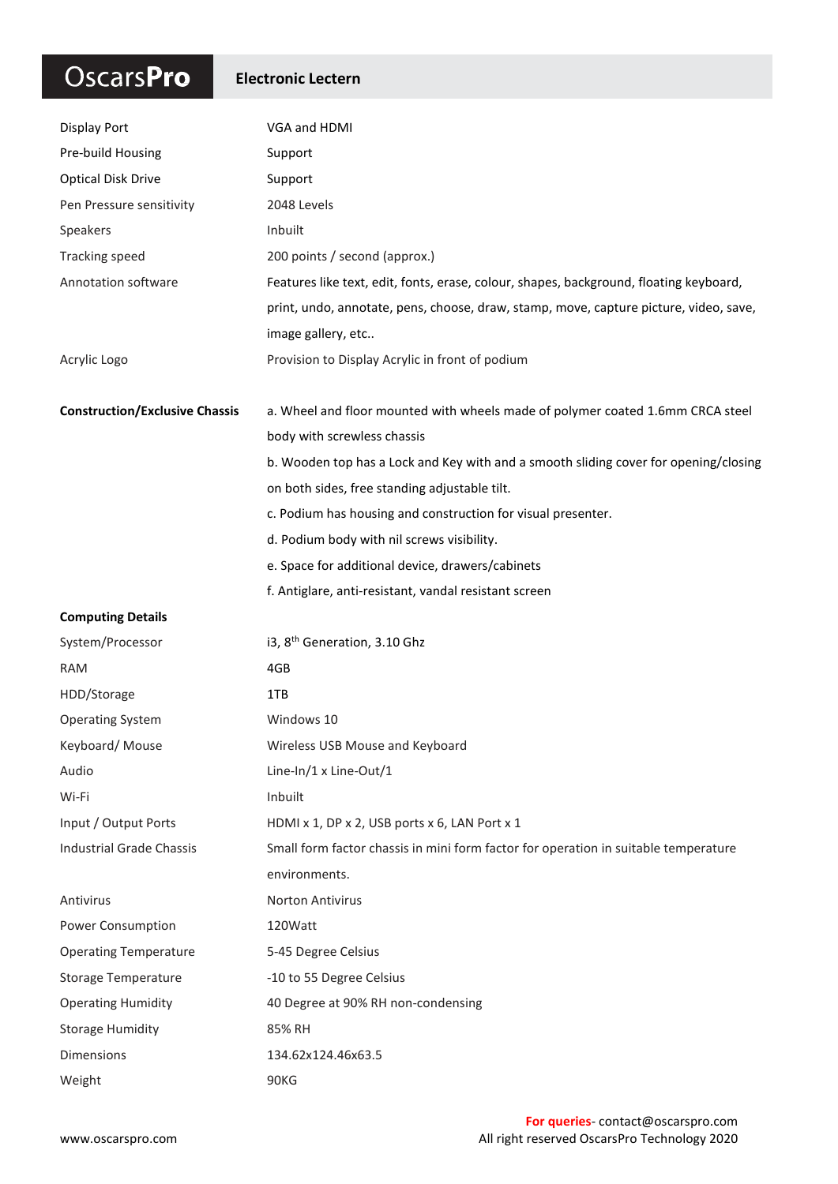# OscarsPro — Electronic Lectern

| | |
|---|---|
| Display Port | VGA and HDMI |
| Pre-build Housing | Support |
| Optical Disk Drive | Support |
| Pen Pressure sensitivity | 2048 Levels |
| Speakers | Inbuilt |
| Tracking speed | 200 points / second (approx.) |
| Annotation software | Features like text, edit, fonts, erase, colour, shapes, background, floating keyboard, print, undo, annotate, pens, choose, draw, stamp, move, capture picture, video, save, image gallery, etc.. |
| Acrylic Logo | Provision to Display Acrylic in front of podium |
| **Construction/Exclusive Chassis** | a. Wheel and floor mounted with wheels made of polymer coated 1.6mm CRCA steel body with screwless chassis<br>b. Wooden top has a Lock and Key with and a smooth sliding cover for opening/closing on both sides, free standing adjustable tilt.<br>c. Podium has housing and construction for visual presenter.<br>d. Podium body with nil screws visibility.<br>e. Space for additional device, drawers/cabinets<br>f. Antiglare, anti-resistant, vandal resistant screen |
| **Computing Details** | |
| System/Processor | i3, 8th Generation, 3.10 Ghz |
| RAM | 4GB |
| HDD/Storage | 1TB |
| Operating System | Windows 10 |
| Keyboard/ Mouse | Wireless USB Mouse and Keyboard |
| Audio | Line-In/1 x Line-Out/1 |
| Wi-Fi | Inbuilt |
| Input / Output Ports | HDMI x 1, DP x 2, USB ports x 6, LAN Port x 1 |
| Industrial Grade Chassis | Small form factor chassis in mini form factor for operation in suitable temperature environments. |
| Antivirus | Norton Antivirus |
| Power Consumption | 120Watt |
| Operating Temperature | 5-45 Degree Celsius |
| Storage Temperature | -10 to 55 Degree Celsius |
| Operating Humidity | 40 Degree at 90% RH non-condensing |
| Storage Humidity | 85% RH |
| Dimensions | 134.62x124.46x63.5 |
| Weight | 90KG |